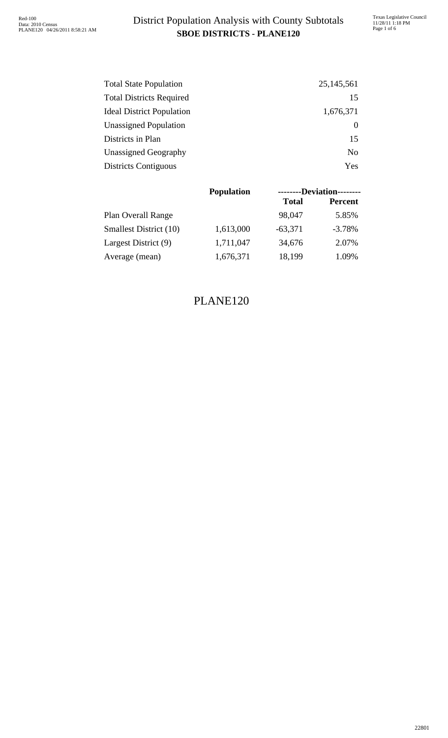# District Population Analysis with County Subtotals

**SBOE DISTRICTS - PLANE120**

| | |
|---|---|
| Total State Population | 25,145,561 |
| Total Districts Required | 15 |
| Ideal District Population | 1,676,371 |
| Unassigned Population | 0 |
| Districts in Plan | 15 |
| Unassigned Geography | No |
| Districts Contiguous | Yes |

| | Population | --------Deviation-------- | |
|---|---|---|---|
| | | **Total** | **Percent** |
| Plan Overall Range | | 98,047 | 5.85% |
| Smallest District (10) | 1,613,000 | -63,371 | -3.78% |
| Largest District (9) | 1,711,047 | 34,676 | 2.07% |
| Average (mean) | 1,676,371 | 18,199 | 1.09% |

PLANE120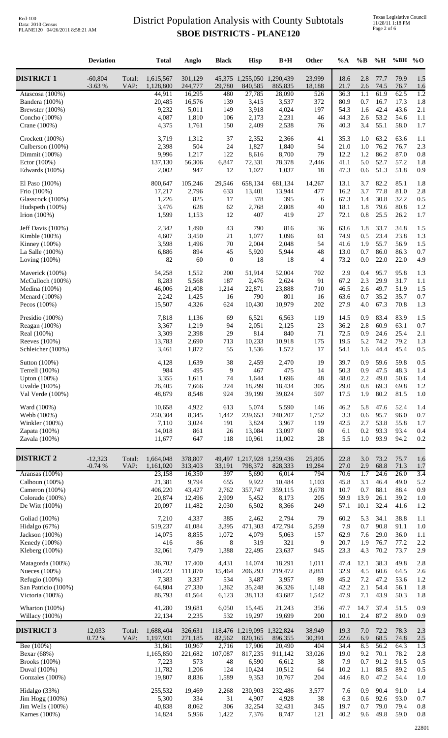# District Population Analysis with County Subtotals

## SBOE DISTRICTS - PLANE120

| | Deviation | | Total | Anglo | Black | Hisp | B+H | Other | %A | %B | %H | %BH | %O |
|---|---|---|---|---|---|---|---|---|---|---|---|---|---|
| **DISTRICT 1** | -60,804 | Total: | 1,615,567 | 301,129 | 45,375 | 1,255,050 | 1,290,439 | 23,999 | 18.6 | 2.8 | 77.7 | 79.9 | 1.5 |
| | -3.63 % | VAP: | 1,128,800 | 244,777 | 29,780 | 840,585 | 865,835 | 18,188 | 21.7 | 2.6 | 74.5 | 76.7 | 1.6 |
| Atascosa (100%) | | | 44,911 | 16,295 | 480 | 27,785 | 28,090 | 526 | 36.3 | 1.1 | 61.9 | 62.5 | 1.2 |
| Bandera (100%) | | | 20,485 | 16,576 | 139 | 3,415 | 3,537 | 372 | 80.9 | 0.7 | 16.7 | 17.3 | 1.8 |
| Brewster (100%) | | | 9,232 | 5,011 | 149 | 3,918 | 4,024 | 197 | 54.3 | 1.6 | 42.4 | 43.6 | 2.1 |
| Concho (100%) | | | 4,087 | 1,810 | 106 | 2,173 | 2,231 | 46 | 44.3 | 2.6 | 53.2 | 54.6 | 1.1 |
| Crane (100%) | | | 4,375 | 1,761 | 150 | 2,409 | 2,538 | 76 | 40.3 | 3.4 | 55.1 | 58.0 | 1.7 |
| Crockett (100%) | | | 3,719 | 1,312 | 37 | 2,352 | 2,366 | 41 | 35.3 | 1.0 | 63.2 | 63.6 | 1.1 |
| Culberson (100%) | | | 2,398 | 504 | 24 | 1,827 | 1,840 | 54 | 21.0 | 1.0 | 76.2 | 76.7 | 2.3 |
| Dimmit (100%) | | | 9,996 | 1,217 | 122 | 8,616 | 8,700 | 79 | 12.2 | 1.2 | 86.2 | 87.0 | 0.8 |
| Ector (100%) | | | 137,130 | 56,306 | 6,847 | 72,331 | 78,378 | 2,446 | 41.1 | 5.0 | 52.7 | 57.2 | 1.8 |
| Edwards (100%) | | | 2,002 | 947 | 12 | 1,027 | 1,037 | 18 | 47.3 | 0.6 | 51.3 | 51.8 | 0.9 |
| El Paso (100%) | | | 800,647 | 105,246 | 29,546 | 658,134 | 681,134 | 14,267 | 13.1 | 3.7 | 82.2 | 85.1 | 1.8 |
| Frio (100%) | | | 17,217 | 2,796 | 633 | 13,401 | 13,944 | 477 | 16.2 | 3.7 | 77.8 | 81.0 | 2.8 |
| Glasscock (100%) | | | 1,226 | 825 | 17 | 378 | 395 | 6 | 67.3 | 1.4 | 30.8 | 32.2 | 0.5 |
| Hudspeth (100%) | | | 3,476 | 628 | 62 | 2,768 | 2,808 | 40 | 18.1 | 1.8 | 79.6 | 80.8 | 1.2 |
| Irion (100%) | | | 1,599 | 1,153 | 12 | 407 | 419 | 27 | 72.1 | 0.8 | 25.5 | 26.2 | 1.7 |
| Jeff Davis (100%) | | | 2,342 | 1,490 | 43 | 790 | 816 | 36 | 63.6 | 1.8 | 33.7 | 34.8 | 1.5 |
| Kimble (100%) | | | 4,607 | 3,450 | 21 | 1,077 | 1,096 | 61 | 74.9 | 0.5 | 23.4 | 23.8 | 1.3 |
| Kinney (100%) | | | 3,598 | 1,496 | 70 | 2,004 | 2,048 | 54 | 41.6 | 1.9 | 55.7 | 56.9 | 1.5 |
| La Salle (100%) | | | 6,886 | 894 | 45 | 5,920 | 5,944 | 48 | 13.0 | 0.7 | 86.0 | 86.3 | 0.7 |
| Loving (100%) | | | 82 | 60 | 0 | 18 | 18 | 4 | 73.2 | 0.0 | 22.0 | 22.0 | 4.9 |
| Maverick (100%) | | | 54,258 | 1,552 | 200 | 51,914 | 52,004 | 702 | 2.9 | 0.4 | 95.7 | 95.8 | 1.3 |
| McCulloch (100%) | | | 8,283 | 5,568 | 187 | 2,476 | 2,624 | 91 | 67.2 | 2.3 | 29.9 | 31.7 | 1.1 |
| Medina (100%) | | | 46,006 | 21,408 | 1,214 | 22,871 | 23,888 | 710 | 46.5 | 2.6 | 49.7 | 51.9 | 1.5 |
| Menard (100%) | | | 2,242 | 1,425 | 16 | 790 | 801 | 16 | 63.6 | 0.7 | 35.2 | 35.7 | 0.7 |
| Pecos (100%) | | | 15,507 | 4,326 | 624 | 10,430 | 10,979 | 202 | 27.9 | 4.0 | 67.3 | 70.8 | 1.3 |
| Presidio (100%) | | | 7,818 | 1,136 | 69 | 6,521 | 6,563 | 119 | 14.5 | 0.9 | 83.4 | 83.9 | 1.5 |
| Reagan (100%) | | | 3,367 | 1,219 | 94 | 2,051 | 2,125 | 23 | 36.2 | 2.8 | 60.9 | 63.1 | 0.7 |
| Real (100%) | | | 3,309 | 2,398 | 29 | 814 | 840 | 71 | 72.5 | 0.9 | 24.6 | 25.4 | 2.1 |
| Reeves (100%) | | | 13,783 | 2,690 | 713 | 10,233 | 10,918 | 175 | 19.5 | 5.2 | 74.2 | 79.2 | 1.3 |
| Schleicher (100%) | | | 3,461 | 1,872 | 55 | 1,536 | 1,572 | 17 | 54.1 | 1.6 | 44.4 | 45.4 | 0.5 |
| Sutton (100%) | | | 4,128 | 1,639 | 38 | 2,459 | 2,470 | 19 | 39.7 | 0.9 | 59.6 | 59.8 | 0.5 |
| Terrell (100%) | | | 984 | 495 | 9 | 467 | 475 | 14 | 50.3 | 0.9 | 47.5 | 48.3 | 1.4 |
| Upton (100%) | | | 3,355 | 1,611 | 74 | 1,644 | 1,696 | 48 | 48.0 | 2.2 | 49.0 | 50.6 | 1.4 |
| Uvalde (100%) | | | 26,405 | 7,666 | 224 | 18,299 | 18,434 | 305 | 29.0 | 0.8 | 69.3 | 69.8 | 1.2 |
| Val Verde (100%) | | | 48,879 | 8,548 | 924 | 39,199 | 39,824 | 507 | 17.5 | 1.9 | 80.2 | 81.5 | 1.0 |
| Ward (100%) | | | 10,658 | 4,922 | 613 | 5,074 | 5,590 | 146 | 46.2 | 5.8 | 47.6 | 52.4 | 1.4 |
| Webb (100%) | | | 250,304 | 8,345 | 1,442 | 239,653 | 240,207 | 1,752 | 3.3 | 0.6 | 95.7 | 96.0 | 0.7 |
| Winkler (100%) | | | 7,110 | 3,024 | 191 | 3,824 | 3,967 | 119 | 42.5 | 2.7 | 53.8 | 55.8 | 1.7 |
| Zapata (100%) | | | 14,018 | 861 | 26 | 13,084 | 13,097 | 60 | 6.1 | 0.2 | 93.3 | 93.4 | 0.4 |
| Zavala (100%) | | | 11,677 | 647 | 118 | 10,961 | 11,002 | 28 | 5.5 | 1.0 | 93.9 | 94.2 | 0.2 |
| **DISTRICT 2** | -12,323 | Total: | 1,664,048 | 378,807 | 49,497 | 1,217,928 | 1,259,436 | 25,805 | 22.8 | 3.0 | 73.2 | 75.7 | 1.6 |
| | -0.74 % | VAP: | 1,161,020 | 313,403 | 33,191 | 798,372 | 828,333 | 19,284 | 27.0 | 2.9 | 68.8 | 71.3 | 1.7 |
| Aransas (100%) | | | 23,158 | 16,350 | 397 | 5,690 | 6,014 | 794 | 70.6 | 1.7 | 24.6 | 26.0 | 3.4 |
| Calhoun (100%) | | | 21,381 | 9,794 | 655 | 9,922 | 10,484 | 1,103 | 45.8 | 3.1 | 46.4 | 49.0 | 5.2 |
| Cameron (100%) | | | 406,220 | 43,427 | 2,762 | 357,747 | 359,115 | 3,678 | 10.7 | 0.7 | 88.1 | 88.4 | 0.9 |
| Colorado (100%) | | | 20,874 | 12,496 | 2,909 | 5,452 | 8,173 | 205 | 59.9 | 13.9 | 26.1 | 39.2 | 1.0 |
| De Witt (100%) | | | 20,097 | 11,482 | 2,030 | 6,502 | 8,366 | 249 | 57.1 | 10.1 | 32.4 | 41.6 | 1.2 |
| Goliad (100%) | | | 7,210 | 4,337 | 385 | 2,462 | 2,794 | 79 | 60.2 | 5.3 | 34.1 | 38.8 | 1.1 |
| Hidalgo (67%) | | | 519,237 | 41,084 | 3,395 | 471,303 | 472,794 | 5,359 | 7.9 | 0.7 | 90.8 | 91.1 | 1.0 |
| Jackson (100%) | | | 14,075 | 8,855 | 1,072 | 4,079 | 5,063 | 157 | 62.9 | 7.6 | 29.0 | 36.0 | 1.1 |
| Kenedy (100%) | | | 416 | 86 | 8 | 319 | 321 | 9 | 20.7 | 1.9 | 76.7 | 77.2 | 2.2 |
| Kleberg (100%) | | | 32,061 | 7,479 | 1,388 | 22,495 | 23,637 | 945 | 23.3 | 4.3 | 70.2 | 73.7 | 2.9 |
| Matagorda (100%) | | | 36,702 | 17,400 | 4,431 | 14,074 | 18,291 | 1,011 | 47.4 | 12.1 | 38.3 | 49.8 | 2.8 |
| Nueces (100%) | | | 340,223 | 111,870 | 15,464 | 206,293 | 219,472 | 8,881 | 32.9 | 4.5 | 60.6 | 64.5 | 2.6 |
| Refugio (100%) | | | 7,383 | 3,337 | 534 | 3,487 | 3,957 | 89 | 45.2 | 7.2 | 47.2 | 53.6 | 1.2 |
| San Patricio (100%) | | | 64,804 | 27,330 | 1,362 | 35,248 | 36,326 | 1,148 | 42.2 | 2.1 | 54.4 | 56.1 | 1.8 |
| Victoria (100%) | | | 86,793 | 41,564 | 6,123 | 38,113 | 43,687 | 1,542 | 47.9 | 7.1 | 43.9 | 50.3 | 1.8 |
| Wharton (100%) | | | 41,280 | 19,681 | 6,050 | 15,445 | 21,243 | 356 | 47.7 | 14.7 | 37.4 | 51.5 | 0.9 |
| Willacy (100%) | | | 22,134 | 2,235 | 532 | 19,297 | 19,699 | 200 | 10.1 | 2.4 | 87.2 | 89.0 | 0.9 |
| **DISTRICT 3** | 12,033 | Total: | 1,688,404 | 326,631 | 118,476 | 1,219,095 | 1,322,824 | 38,949 | 19.3 | 7.0 | 72.2 | 78.3 | 2.3 |
| | 0.72 % | VAP: | 1,197,931 | 271,185 | 82,562 | 820,165 | 896,355 | 30,391 | 22.6 | 6.9 | 68.5 | 74.8 | 2.5 |
| Bee (100%) | | | 31,861 | 10,967 | 2,716 | 17,906 | 20,490 | 404 | 34.4 | 8.5 | 56.2 | 64.3 | 1.3 |
| Bexar (68%) | | | 1,165,850 | 221,682 | 107,087 | 817,235 | 911,142 | 33,026 | 19.0 | 9.2 | 70.1 | 78.2 | 2.8 |
| Brooks (100%) | | | 7,223 | 573 | 48 | 6,590 | 6,612 | 38 | 7.9 | 0.7 | 91.2 | 91.5 | 0.5 |
| Duval (100%) | | | 11,782 | 1,206 | 124 | 10,424 | 10,512 | 64 | 10.2 | 1.1 | 88.5 | 89.2 | 0.5 |
| Gonzales (100%) | | | 19,807 | 8,836 | 1,589 | 9,353 | 10,767 | 204 | 44.6 | 8.0 | 47.2 | 54.4 | 1.0 |
| Hidalgo (33%) | | | 255,532 | 19,469 | 2,268 | 230,903 | 232,486 | 3,577 | 7.6 | 0.9 | 90.4 | 91.0 | 1.4 |
| Jim Hogg (100%) | | | 5,300 | 334 | 31 | 4,907 | 4,928 | 38 | 6.3 | 0.6 | 92.6 | 93.0 | 0.7 |
| Jim Wells (100%) | | | 40,838 | 8,062 | 306 | 32,254 | 32,431 | 345 | 19.7 | 0.7 | 79.0 | 79.4 | 0.8 |
| Karnes (100%) | | | 14,824 | 5,956 | 1,422 | 7,376 | 8,747 | 121 | 40.2 | 9.6 | 49.8 | 59.0 | 0.8 |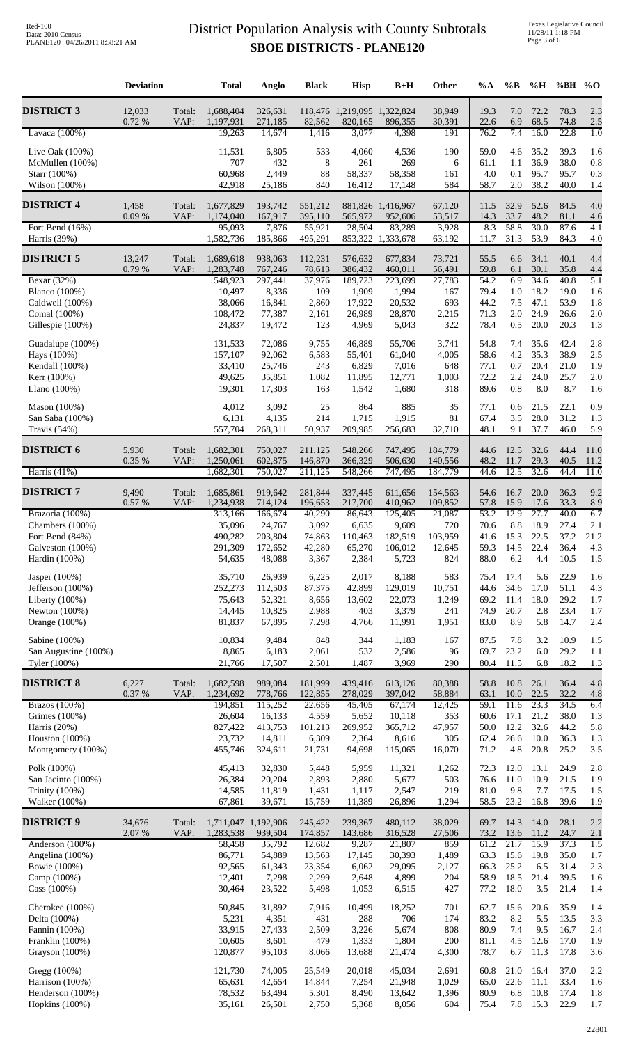# District Population Analysis with County Subtotals
## SBOE DISTRICTS - PLANE120

| | Deviation | | Total | Anglo | Black | Hisp | B+H | Other | %A | %B | %H | %BH | %O |
|---|---|---|---|---|---|---|---|---|---|---|---|---|---|
| **DISTRICT 3** | 12,033 | Total: | 1,688,404 | 326,631 | 118,476 | 1,219,095 | 1,322,824 | 38,949 | 19.3 | 7.0 | 72.2 | 78.3 | 2.3 |
| | 0.72 % | VAP: | 1,197,931 | 271,185 | 82,562 | 820,165 | 896,355 | 30,391 | 22.6 | 6.9 | 68.5 | 74.8 | 2.5 |
| Lavaca (100%) | | | 19,263 | 14,674 | 1,416 | 3,077 | 4,398 | 191 | 76.2 | 7.4 | 16.0 | 22.8 | 1.0 |
| Live Oak (100%) | | | 11,531 | 6,805 | 533 | 4,060 | 4,536 | 190 | 59.0 | 4.6 | 35.2 | 39.3 | 1.6 |
| McMullen (100%) | | | 707 | 432 | 8 | 261 | 269 | 6 | 61.1 | 1.1 | 36.9 | 38.0 | 0.8 |
| Starr (100%) | | | 60,968 | 2,449 | 88 | 58,337 | 58,358 | 161 | 4.0 | 0.1 | 95.7 | 95.7 | 0.3 |
| Wilson (100%) | | | 42,918 | 25,186 | 840 | 16,412 | 17,148 | 584 | 58.7 | 2.0 | 38.2 | 40.0 | 1.4 |
| **DISTRICT 4** | 1,458 | Total: | 1,677,829 | 193,742 | 551,212 | 881,826 | 1,416,967 | 67,120 | 11.5 | 32.9 | 52.6 | 84.5 | 4.0 |
| | 0.09 % | VAP: | 1,174,040 | 167,917 | 395,110 | 565,972 | 952,606 | 53,517 | 14.3 | 33.7 | 48.2 | 81.1 | 4.6 |
| Fort Bend (16%) | | | 95,093 | 7,876 | 55,921 | 28,504 | 83,289 | 3,928 | 8.3 | 58.8 | 30.0 | 87.6 | 4.1 |
| Harris (39%) | | | 1,582,736 | 185,866 | 495,291 | 853,322 | 1,333,678 | 63,192 | 11.7 | 31.3 | 53.9 | 84.3 | 4.0 |
| **DISTRICT 5** | 13,247 | Total: | 1,689,618 | 938,063 | 112,231 | 576,632 | 677,834 | 73,721 | 55.5 | 6.6 | 34.1 | 40.1 | 4.4 |
| | 0.79 % | VAP: | 1,283,748 | 767,246 | 78,613 | 386,432 | 460,011 | 56,491 | 59.8 | 6.1 | 30.1 | 35.8 | 4.4 |
| Bexar (32%) | | | 548,923 | 297,441 | 37,976 | 189,723 | 223,699 | 27,783 | 54.2 | 6.9 | 34.6 | 40.8 | 5.1 |
| Blanco (100%) | | | 10,497 | 8,336 | 109 | 1,909 | 1,994 | 167 | 79.4 | 1.0 | 18.2 | 19.0 | 1.6 |
| Caldwell (100%) | | | 38,066 | 16,841 | 2,860 | 17,922 | 20,532 | 693 | 44.2 | 7.5 | 47.1 | 53.9 | 1.8 |
| Comal (100%) | | | 108,472 | 77,387 | 2,161 | 26,989 | 28,870 | 2,215 | 71.3 | 2.0 | 24.9 | 26.6 | 2.0 |
| Gillespie (100%) | | | 24,837 | 19,472 | 123 | 4,969 | 5,043 | 322 | 78.4 | 0.5 | 20.0 | 20.3 | 1.3 |
| Guadalupe (100%) | | | 131,533 | 72,086 | 9,755 | 46,889 | 55,706 | 3,741 | 54.8 | 7.4 | 35.6 | 42.4 | 2.8 |
| Hays (100%) | | | 157,107 | 92,062 | 6,583 | 55,401 | 61,040 | 4,005 | 58.6 | 4.2 | 35.3 | 38.9 | 2.5 |
| Kendall (100%) | | | 33,410 | 25,746 | 243 | 6,829 | 7,016 | 648 | 77.1 | 0.7 | 20.4 | 21.0 | 1.9 |
| Kerr (100%) | | | 49,625 | 35,851 | 1,082 | 11,895 | 12,771 | 1,003 | 72.2 | 2.2 | 24.0 | 25.7 | 2.0 |
| Llano (100%) | | | 19,301 | 17,303 | 163 | 1,542 | 1,680 | 318 | 89.6 | 0.8 | 8.0 | 8.7 | 1.6 |
| Mason (100%) | | | 4,012 | 3,092 | 25 | 864 | 885 | 35 | 77.1 | 0.6 | 21.5 | 22.1 | 0.9 |
| San Saba (100%) | | | 6,131 | 4,135 | 214 | 1,715 | 1,915 | 81 | 67.4 | 3.5 | 28.0 | 31.2 | 1.3 |
| Travis (54%) | | | 557,704 | 268,311 | 50,937 | 209,985 | 256,683 | 32,710 | 48.1 | 9.1 | 37.7 | 46.0 | 5.9 |
| **DISTRICT 6** | 5,930 | Total: | 1,682,301 | 750,027 | 211,125 | 548,266 | 747,495 | 184,779 | 44.6 | 12.5 | 32.6 | 44.4 | 11.0 |
| | 0.35 % | VAP: | 1,250,061 | 602,875 | 146,870 | 366,329 | 506,630 | 140,556 | 48.2 | 11.7 | 29.3 | 40.5 | 11.2 |
| Harris (41%) | | | 1,682,301 | 750,027 | 211,125 | 548,266 | 747,495 | 184,779 | 44.6 | 12.5 | 32.6 | 44.4 | 11.0 |
| **DISTRICT 7** | 9,490 | Total: | 1,685,861 | 919,642 | 281,844 | 337,445 | 611,656 | 154,563 | 54.6 | 16.7 | 20.0 | 36.3 | 9.2 |
| | 0.57 % | VAP: | 1,234,938 | 714,124 | 196,653 | 217,700 | 410,962 | 109,852 | 57.8 | 15.9 | 17.6 | 33.3 | 8.9 |
| Brazoria (100%) | | | 313,166 | 166,674 | 40,290 | 86,643 | 125,405 | 21,087 | 53.2 | 12.9 | 27.7 | 40.0 | 6.7 |
| Chambers (100%) | | | 35,096 | 24,767 | 3,092 | 6,635 | 9,609 | 720 | 70.6 | 8.8 | 18.9 | 27.4 | 2.1 |
| Fort Bend (84%) | | | 490,282 | 203,804 | 74,863 | 110,463 | 182,519 | 103,959 | 41.6 | 15.3 | 22.5 | 37.2 | 21.2 |
| Galveston (100%) | | | 291,309 | 172,652 | 42,280 | 65,270 | 106,012 | 12,645 | 59.3 | 14.5 | 22.4 | 36.4 | 4.3 |
| Hardin (100%) | | | 54,635 | 48,088 | 3,367 | 2,384 | 5,723 | 824 | 88.0 | 6.2 | 4.4 | 10.5 | 1.5 |
| Jasper (100%) | | | 35,710 | 26,939 | 6,225 | 2,017 | 8,188 | 583 | 75.4 | 17.4 | 5.6 | 22.9 | 1.6 |
| Jefferson (100%) | | | 252,273 | 112,503 | 87,375 | 42,899 | 129,019 | 10,751 | 44.6 | 34.6 | 17.0 | 51.1 | 4.3 |
| Liberty (100%) | | | 75,643 | 52,321 | 8,656 | 13,602 | 22,073 | 1,249 | 69.2 | 11.4 | 18.0 | 29.2 | 1.7 |
| Newton (100%) | | | 14,445 | 10,825 | 2,988 | 403 | 3,379 | 241 | 74.9 | 20.7 | 2.8 | 23.4 | 1.7 |
| Orange (100%) | | | 81,837 | 67,895 | 7,298 | 4,766 | 11,991 | 1,951 | 83.0 | 8.9 | 5.8 | 14.7 | 2.4 |
| Sabine (100%) | | | 10,834 | 9,484 | 848 | 344 | 1,183 | 167 | 87.5 | 7.8 | 3.2 | 10.9 | 1.5 |
| San Augustine (100%) | | | 8,865 | 6,183 | 2,061 | 532 | 2,586 | 96 | 69.7 | 23.2 | 6.0 | 29.2 | 1.1 |
| Tyler (100%) | | | 21,766 | 17,507 | 2,501 | 1,487 | 3,969 | 290 | 80.4 | 11.5 | 6.8 | 18.2 | 1.3 |
| **DISTRICT 8** | 6,227 | Total: | 1,682,598 | 989,084 | 181,999 | 439,416 | 613,126 | 80,388 | 58.8 | 10.8 | 26.1 | 36.4 | 4.8 |
| | 0.37 % | VAP: | 1,234,692 | 778,766 | 122,855 | 278,029 | 397,042 | 58,884 | 63.1 | 10.0 | 22.5 | 32.2 | 4.8 |
| Brazos (100%) | | | 194,851 | 115,252 | 22,656 | 45,405 | 67,174 | 12,425 | 59.1 | 11.6 | 23.3 | 34.5 | 6.4 |
| Grimes (100%) | | | 26,604 | 16,133 | 4,559 | 5,652 | 10,118 | 353 | 60.6 | 17.1 | 21.2 | 38.0 | 1.3 |
| Harris (20%) | | | 827,422 | 413,753 | 101,213 | 269,952 | 365,712 | 47,957 | 50.0 | 12.2 | 32.6 | 44.2 | 5.8 |
| Houston (100%) | | | 23,732 | 14,811 | 6,309 | 2,364 | 8,616 | 305 | 62.4 | 26.6 | 10.0 | 36.3 | 1.3 |
| Montgomery (100%) | | | 455,746 | 324,611 | 21,731 | 94,698 | 115,065 | 16,070 | 71.2 | 4.8 | 20.8 | 25.2 | 3.5 |
| Polk (100%) | | | 45,413 | 32,830 | 5,448 | 5,959 | 11,321 | 1,262 | 72.3 | 12.0 | 13.1 | 24.9 | 2.8 |
| San Jacinto (100%) | | | 26,384 | 20,204 | 2,893 | 2,880 | 5,677 | 503 | 76.6 | 11.0 | 10.9 | 21.5 | 1.9 |
| Trinity (100%) | | | 14,585 | 11,819 | 1,431 | 1,117 | 2,547 | 219 | 81.0 | 9.8 | 7.7 | 17.5 | 1.5 |
| Walker (100%) | | | 67,861 | 39,671 | 15,759 | 11,389 | 26,896 | 1,294 | 58.5 | 23.2 | 16.8 | 39.6 | 1.9 |
| **DISTRICT 9** | 34,676 | Total: | 1,711,047 | 1,192,906 | 245,422 | 239,367 | 480,112 | 38,029 | 69.7 | 14.3 | 14.0 | 28.1 | 2.2 |
| | 2.07 % | VAP: | 1,283,538 | 939,504 | 174,857 | 143,686 | 316,528 | 27,506 | 73.2 | 13.6 | 11.2 | 24.7 | 2.1 |
| Anderson (100%) | | | 58,458 | 35,792 | 12,682 | 9,287 | 21,807 | 859 | 61.2 | 21.7 | 15.9 | 37.3 | 1.5 |
| Angelina (100%) | | | 86,771 | 54,889 | 13,563 | 17,145 | 30,393 | 1,489 | 63.3 | 15.6 | 19.8 | 35.0 | 1.7 |
| Bowie (100%) | | | 92,565 | 61,343 | 23,354 | 6,062 | 29,095 | 2,127 | 66.3 | 25.2 | 6.5 | 31.4 | 2.3 |
| Camp (100%) | | | 12,401 | 7,298 | 2,299 | 2,648 | 4,899 | 204 | 58.9 | 18.5 | 21.4 | 39.5 | 1.6 |
| Cass (100%) | | | 30,464 | 23,522 | 5,498 | 1,053 | 6,515 | 427 | 77.2 | 18.0 | 3.5 | 21.4 | 1.4 |
| Cherokee (100%) | | | 50,845 | 31,892 | 7,916 | 10,499 | 18,252 | 701 | 62.7 | 15.6 | 20.6 | 35.9 | 1.4 |
| Delta (100%) | | | 5,231 | 4,351 | 431 | 288 | 706 | 174 | 83.2 | 8.2 | 5.5 | 13.5 | 3.3 |
| Fannin (100%) | | | 33,915 | 27,433 | 2,509 | 3,226 | 5,674 | 808 | 80.9 | 7.4 | 9.5 | 16.7 | 2.4 |
| Franklin (100%) | | | 10,605 | 8,601 | 479 | 1,333 | 1,804 | 200 | 81.1 | 4.5 | 12.6 | 17.0 | 1.9 |
| Grayson (100%) | | | 120,877 | 95,103 | 8,066 | 13,688 | 21,474 | 4,300 | 78.7 | 6.7 | 11.3 | 17.8 | 3.6 |
| Gregg (100%) | | | 121,730 | 74,005 | 25,549 | 20,018 | 45,034 | 2,691 | 60.8 | 21.0 | 16.4 | 37.0 | 2.2 |
| Harrison (100%) | | | 65,631 | 42,654 | 14,844 | 7,254 | 21,948 | 1,029 | 65.0 | 22.6 | 11.1 | 33.4 | 1.6 |
| Henderson (100%) | | | 78,532 | 63,494 | 5,301 | 8,490 | 13,642 | 1,396 | 80.9 | 6.8 | 10.8 | 17.4 | 1.8 |
| Hopkins (100%) | | | 35,161 | 26,501 | 2,750 | 5,368 | 8,056 | 604 | 75.4 | 7.8 | 15.3 | 22.9 | 1.7 |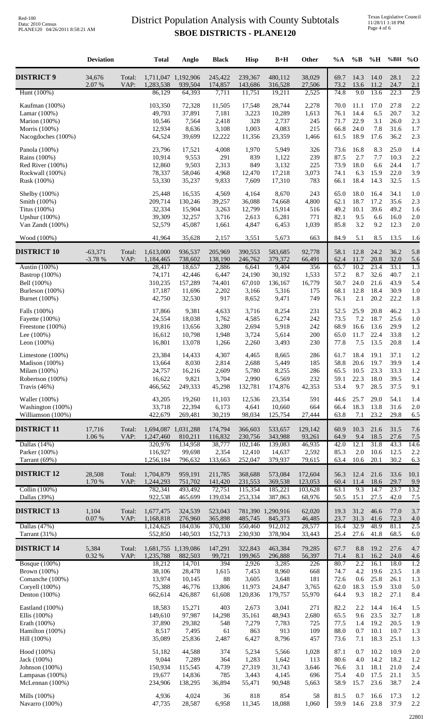# District Population Analysis with County Subtotals
## SBOE DISTRICTS - PLANE120

| | Deviation | | Total | Anglo | Black | Hisp | B+H | Other | %A | %B | %H | %BH | %O |
|---|---|---|---|---|---|---|---|---|---|---|---|---|---|
| **DISTRICT 9** | 34,676 | Total: | 1,711,047 | 1,192,906 | 245,422 | 239,367 | 480,112 | 38,029 | 69.7 | 14.3 | 14.0 | 28.1 | 2.2 |
| | 2.07 % | VAP: | 1,283,538 | 939,504 | 174,857 | 143,686 | 316,528 | 27,506 | 73.2 | 13.6 | 11.2 | 24.7 | 2.1 |
| Hunt (100%) | | | 86,129 | 64,393 | 7,711 | 11,751 | 19,211 | 2,525 | 74.8 | 9.0 | 13.6 | 22.3 | 2.9 |
| Kaufman (100%) | | | 103,350 | 72,328 | 11,505 | 17,548 | 28,744 | 2,278 | 70.0 | 11.1 | 17.0 | 27.8 | 2.2 |
| Lamar (100%) | | | 49,793 | 37,891 | 7,181 | 3,223 | 10,289 | 1,613 | 76.1 | 14.4 | 6.5 | 20.7 | 3.2 |
| Marion (100%) | | | 10,546 | 7,564 | 2,418 | 328 | 2,737 | 245 | 71.7 | 22.9 | 3.1 | 26.0 | 2.3 |
| Morris (100%) | | | 12,934 | 8,636 | 3,108 | 1,003 | 4,083 | 215 | 66.8 | 24.0 | 7.8 | 31.6 | 1.7 |
| Nacogdoches (100%) | | | 64,524 | 39,699 | 12,222 | 11,356 | 23,359 | 1,466 | 61.5 | 18.9 | 17.6 | 36.2 | 2.3 |
| Panola (100%) | | | 23,796 | 17,521 | 4,008 | 1,970 | 5,949 | 326 | 73.6 | 16.8 | 8.3 | 25.0 | 1.4 |
| Rains (100%) | | | 10,914 | 9,553 | 291 | 839 | 1,122 | 239 | 87.5 | 2.7 | 7.7 | 10.3 | 2.2 |
| Red River (100%) | | | 12,860 | 9,503 | 2,313 | 849 | 3,132 | 225 | 73.9 | 18.0 | 6.6 | 24.4 | 1.7 |
| Rockwall (100%) | | | 78,337 | 58,046 | 4,968 | 12,470 | 17,218 | 3,073 | 74.1 | 6.3 | 15.9 | 22.0 | 3.9 |
| Rusk (100%) | | | 53,330 | 35,237 | 9,833 | 7,609 | 17,310 | 783 | 66.1 | 18.4 | 14.3 | 32.5 | 1.5 |
| Shelby (100%) | | | 25,448 | 16,535 | 4,569 | 4,164 | 8,670 | 243 | 65.0 | 18.0 | 16.4 | 34.1 | 1.0 |
| Smith (100%) | | | 209,714 | 130,246 | 39,257 | 36,088 | 74,668 | 4,800 | 62.1 | 18.7 | 17.2 | 35.6 | 2.3 |
| Titus (100%) | | | 32,334 | 15,904 | 3,263 | 12,799 | 15,914 | 516 | 49.2 | 10.1 | 39.6 | 49.2 | 1.6 |
| Upshur (100%) | | | 39,309 | 32,257 | 3,716 | 2,613 | 6,281 | 771 | 82.1 | 9.5 | 6.6 | 16.0 | 2.0 |
| Van Zandt (100%) | | | 52,579 | 45,087 | 1,661 | 4,847 | 6,453 | 1,039 | 85.8 | 3.2 | 9.2 | 12.3 | 2.0 |
| Wood (100%) | | | 41,964 | 35,628 | 2,157 | 3,551 | 5,673 | 663 | 84.9 | 5.1 | 8.5 | 13.5 | 1.6 |
| **DISTRICT 10** | -63,371 | Total: | 1,613,000 | 936,537 | 205,969 | 390,553 | 583,685 | 92,778 | 58.1 | 12.8 | 24.2 | 36.2 | 5.8 |
| | -3.78 % | VAP: | 1,184,465 | 738,602 | 138,190 | 246,762 | 379,372 | 66,491 | 62.4 | 11.7 | 20.8 | 32.0 | 5.6 |
| Austin (100%) | | | 28,417 | 18,657 | 2,886 | 6,641 | 9,404 | 356 | 65.7 | 10.2 | 23.4 | 33.1 | 1.3 |
| Bastrop (100%) | | | 74,171 | 42,446 | 6,447 | 24,190 | 30,192 | 1,533 | 57.2 | 8.7 | 32.6 | 40.7 | 2.1 |
| Bell (100%) | | | 310,235 | 157,289 | 74,401 | 67,010 | 136,167 | 16,779 | 50.7 | 24.0 | 21.6 | 43.9 | 5.4 |
| Burleson (100%) | | | 17,187 | 11,696 | 2,202 | 3,166 | 5,316 | 175 | 68.1 | 12.8 | 18.4 | 30.9 | 1.0 |
| Burnet (100%) | | | 42,750 | 32,530 | 917 | 8,652 | 9,471 | 749 | 76.1 | 2.1 | 20.2 | 22.2 | 1.8 |
| Falls (100%) | | | 17,866 | 9,381 | 4,633 | 3,716 | 8,254 | 231 | 52.5 | 25.9 | 20.8 | 46.2 | 1.3 |
| Fayette (100%) | | | 24,554 | 18,038 | 1,762 | 4,585 | 6,274 | 242 | 73.5 | 7.2 | 18.7 | 25.6 | 1.0 |
| Freestone (100%) | | | 19,816 | 13,656 | 3,280 | 2,694 | 5,918 | 242 | 68.9 | 16.6 | 13.6 | 29.9 | 1.2 |
| Lee (100%) | | | 16,612 | 10,798 | 1,948 | 3,724 | 5,614 | 200 | 65.0 | 11.7 | 22.4 | 33.8 | 1.2 |
| Leon (100%) | | | 16,801 | 13,078 | 1,266 | 2,260 | 3,493 | 230 | 77.8 | 7.5 | 13.5 | 20.8 | 1.4 |
| Limestone (100%) | | | 23,384 | 14,433 | 4,307 | 4,465 | 8,665 | 286 | 61.7 | 18.4 | 19.1 | 37.1 | 1.2 |
| Madison (100%) | | | 13,664 | 8,030 | 2,814 | 2,688 | 5,449 | 185 | 58.8 | 20.6 | 19.7 | 39.9 | 1.4 |
| Milam (100%) | | | 24,757 | 16,216 | 2,609 | 5,780 | 8,255 | 286 | 65.5 | 10.5 | 23.3 | 33.3 | 1.2 |
| Robertson (100%) | | | 16,622 | 9,821 | 3,704 | 2,990 | 6,569 | 232 | 59.1 | 22.3 | 18.0 | 39.5 | 1.4 |
| Travis (46%) | | | 466,562 | 249,333 | 45,298 | 132,781 | 174,876 | 42,353 | 53.4 | 9.7 | 28.5 | 37.5 | 9.1 |
| Waller (100%) | | | 43,205 | 19,260 | 11,103 | 12,536 | 23,354 | 591 | 44.6 | 25.7 | 29.0 | 54.1 | 1.4 |
| Washington (100%) | | | 33,718 | 22,394 | 6,173 | 4,641 | 10,660 | 664 | 66.4 | 18.3 | 13.8 | 31.6 | 2.0 |
| Williamson (100%) | | | 422,679 | 269,481 | 30,219 | 98,034 | 125,754 | 27,444 | 63.8 | 7.1 | 23.2 | 29.8 | 6.5 |
| **DISTRICT 11** | 17,716 | Total: | 1,694,087 | 1,031,288 | 174,794 | 366,603 | 533,657 | 129,142 | 60.9 | 10.3 | 21.6 | 31.5 | 7.6 |
| | 1.06 % | VAP: | 1,247,460 | 810,211 | 116,832 | 230,756 | 343,988 | 93,261 | 64.9 | 9.4 | 18.5 | 27.6 | 7.5 |
| Dallas (14%) | | | 320,976 | 134,958 | 38,777 | 102,146 | 139,083 | 46,935 | 42.0 | 12.1 | 31.8 | 43.3 | 14.6 |
| Parker (100%) | | | 116,927 | 99,698 | 2,354 | 12,410 | 14,637 | 2,592 | 85.3 | 2.0 | 10.6 | 12.5 | 2.2 |
| Tarrant (69%) | | | 1,256,184 | 796,632 | 133,663 | 252,047 | 379,937 | 79,615 | 63.4 | 10.6 | 20.1 | 30.2 | 6.3 |
| **DISTRICT 12** | 28,508 | Total: | 1,704,879 | 959,191 | 211,785 | 368,688 | 573,084 | 172,604 | 56.3 | 12.4 | 21.6 | 33.6 | 10.1 |
| | 1.70 % | VAP: | 1,244,293 | 751,702 | 141,420 | 231,553 | 369,538 | 123,053 | 60.4 | 11.4 | 18.6 | 29.7 | 9.9 |
| Collin (100%) | | | 782,341 | 493,492 | 72,751 | 115,354 | 185,221 | 103,628 | 63.1 | 9.3 | 14.7 | 23.7 | 13.2 |
| Dallas (39%) | | | 922,538 | 465,699 | 139,034 | 253,334 | 387,863 | 68,976 | 50.5 | 15.1 | 27.5 | 42.0 | 7.5 |
| **DISTRICT 13** | 1,104 | Total: | 1,677,475 | 324,539 | 523,043 | 781,390 | 1,290,916 | 62,020 | 19.3 | 31.2 | 46.6 | 77.0 | 3.7 |
| | 0.07 % | VAP: | 1,168,818 | 276,960 | 365,898 | 485,745 | 845,373 | 46,485 | 23.7 | 31.3 | 41.6 | 72.3 | 4.0 |
| Dallas (47%) | | | 1,124,625 | 184,036 | 370,330 | 550,460 | 912,012 | 28,577 | 16.4 | 32.9 | 48.9 | 81.1 | 2.5 |
| Tarrant (31%) | | | 552,850 | 140,503 | 152,713 | 230,930 | 378,904 | 33,443 | 25.4 | 27.6 | 41.8 | 68.5 | 6.0 |
| **DISTRICT 14** | 5,384 | Total: | 1,681,755 | 1,139,086 | 147,291 | 322,843 | 463,384 | 79,285 | 67.7 | 8.8 | 19.2 | 27.6 | 4.7 |
| | 0.32 % | VAP: | 1,235,788 | 882,503 | 99,721 | 199,965 | 296,888 | 56,397 | 71.4 | 8.1 | 16.2 | 24.0 | 4.6 |
| Bosque (100%) | | | 18,212 | 14,701 | 394 | 2,926 | 3,285 | 226 | 80.7 | 2.2 | 16.1 | 18.0 | 1.2 |
| Brown (100%) | | | 38,106 | 28,478 | 1,615 | 7,453 | 8,960 | 668 | 74.7 | 4.2 | 19.6 | 23.5 | 1.8 |
| Comanche (100%) | | | 13,974 | 10,145 | 88 | 3,605 | 3,648 | 181 | 72.6 | 0.6 | 25.8 | 26.1 | 1.3 |
| Coryell (100%) | | | 75,388 | 46,776 | 13,806 | 11,973 | 24,847 | 3,765 | 62.0 | 18.3 | 15.9 | 33.0 | 5.0 |
| Denton (100%) | | | 662,614 | 426,887 | 61,608 | 120,836 | 179,757 | 55,970 | 64.4 | 9.3 | 18.2 | 27.1 | 8.4 |
| Eastland (100%) | | | 18,583 | 15,271 | 403 | 2,673 | 3,041 | 271 | 82.2 | 2.2 | 14.4 | 16.4 | 1.5 |
| Ellis (100%) | | | 149,610 | 97,987 | 14,298 | 35,161 | 48,943 | 2,680 | 65.5 | 9.6 | 23.5 | 32.7 | 1.8 |
| Erath (100%) | | | 37,890 | 29,382 | 548 | 7,279 | 7,783 | 725 | 77.5 | 1.4 | 19.2 | 20.5 | 1.9 |
| Hamilton (100%) | | | 8,517 | 7,495 | 61 | 863 | 913 | 109 | 88.0 | 0.7 | 10.1 | 10.7 | 1.3 |
| Hill (100%) | | | 35,089 | 25,836 | 2,487 | 6,427 | 8,796 | 457 | 73.6 | 7.1 | 18.3 | 25.1 | 1.3 |
| Hood (100%) | | | 51,182 | 44,588 | 374 | 5,234 | 5,566 | 1,028 | 87.1 | 0.7 | 10.2 | 10.9 | 2.0 |
| Jack (100%) | | | 9,044 | 7,289 | 364 | 1,283 | 1,642 | 113 | 80.6 | 4.0 | 14.2 | 18.2 | 1.2 |
| Johnson (100%) | | | 150,934 | 115,545 | 4,739 | 27,319 | 31,743 | 3,646 | 76.6 | 3.1 | 18.1 | 21.0 | 2.4 |
| Lampasas (100%) | | | 19,677 | 14,836 | 785 | 3,443 | 4,145 | 696 | 75.4 | 4.0 | 17.5 | 21.1 | 3.5 |
| McLennan (100%) | | | 234,906 | 138,295 | 36,894 | 55,471 | 90,948 | 5,663 | 58.9 | 15.7 | 23.6 | 38.7 | 2.4 |
| Mills (100%) | | | 4,936 | 4,024 | 36 | 818 | 854 | 58 | 81.5 | 0.7 | 16.6 | 17.3 | 1.2 |
| Navarro (100%) | | | 47,735 | 28,587 | 6,958 | 11,345 | 18,088 | 1,060 | 59.9 | 14.6 | 23.8 | 37.9 | 2.2 |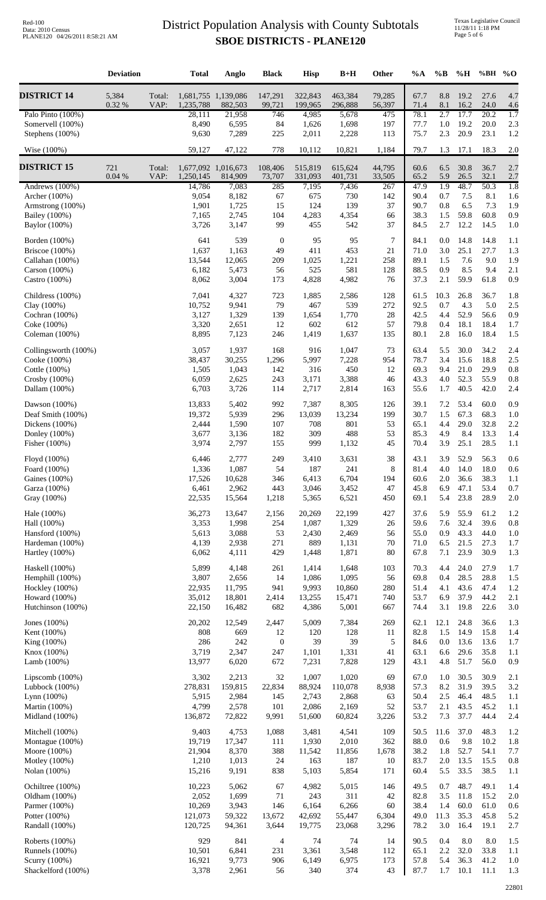# District Population Analysis with County Subtotals
## SBOE DISTRICTS - PLANE120

| | Deviation | | Total | Anglo | Black | Hisp | B+H | Other | %A | %B | %H | %BH | %O |
|---|---|---|---|---|---|---|---|---|---|---|---|---|---|
| **DISTRICT 14** | 5,384 | Total: | 1,681,755 | 1,139,086 | 147,291 | 322,843 | 463,384 | 79,285 | 67.7 | 8.8 | 19.2 | 27.6 | 4.7 |
| | 0.32 % | VAP: | 1,235,788 | 882,503 | 99,721 | 199,965 | 296,888 | 56,397 | 71.4 | 8.1 | 16.2 | 24.0 | 4.6 |
| Palo Pinto (100%) | | | 28,111 | 21,958 | 746 | 4,985 | 5,678 | 475 | 78.1 | 2.7 | 17.7 | 20.2 | 1.7 |
| Somervell (100%) | | | 8,490 | 6,595 | 84 | 1,626 | 1,698 | 197 | 77.7 | 1.0 | 19.2 | 20.0 | 2.3 |
| Stephens (100%) | | | 9,630 | 7,289 | 225 | 2,011 | 2,228 | 113 | 75.7 | 2.3 | 20.9 | 23.1 | 1.2 |
| Wise (100%) | | | 59,127 | 47,122 | 778 | 10,112 | 10,821 | 1,184 | 79.7 | 1.3 | 17.1 | 18.3 | 2.0 |
| **DISTRICT 15** | 721 | Total: | 1,677,092 | 1,016,673 | 108,406 | 515,819 | 615,624 | 44,795 | 60.6 | 6.5 | 30.8 | 36.7 | 2.7 |
| | 0.04 % | VAP: | 1,250,145 | 814,909 | 73,707 | 331,093 | 401,731 | 33,505 | 65.2 | 5.9 | 26.5 | 32.1 | 2.7 |
| Andrews (100%) | | | 14,786 | 7,083 | 285 | 7,195 | 7,436 | 267 | 47.9 | 1.9 | 48.7 | 50.3 | 1.8 |
| Archer (100%) | | | 9,054 | 8,182 | 67 | 675 | 730 | 142 | 90.4 | 0.7 | 7.5 | 8.1 | 1.6 |
| Armstrong (100%) | | | 1,901 | 1,725 | 15 | 124 | 139 | 37 | 90.7 | 0.8 | 6.5 | 7.3 | 1.9 |
| Bailey (100%) | | | 7,165 | 2,745 | 104 | 4,283 | 4,354 | 66 | 38.3 | 1.5 | 59.8 | 60.8 | 0.9 |
| Baylor (100%) | | | 3,726 | 3,147 | 99 | 455 | 542 | 37 | 84.5 | 2.7 | 12.2 | 14.5 | 1.0 |
| Borden (100%) | | | 641 | 539 | 0 | 95 | 95 | 7 | 84.1 | 0.0 | 14.8 | 14.8 | 1.1 |
| Briscoe (100%) | | | 1,637 | 1,163 | 49 | 411 | 453 | 21 | 71.0 | 3.0 | 25.1 | 27.7 | 1.3 |
| Callahan (100%) | | | 13,544 | 12,065 | 209 | 1,025 | 1,221 | 258 | 89.1 | 1.5 | 7.6 | 9.0 | 1.9 |
| Carson (100%) | | | 6,182 | 5,473 | 56 | 525 | 581 | 128 | 88.5 | 0.9 | 8.5 | 9.4 | 2.1 |
| Castro (100%) | | | 8,062 | 3,004 | 173 | 4,828 | 4,982 | 76 | 37.3 | 2.1 | 59.9 | 61.8 | 0.9 |
| Childress (100%) | | | 7,041 | 4,327 | 723 | 1,885 | 2,586 | 128 | 61.5 | 10.3 | 26.8 | 36.7 | 1.8 |
| Clay (100%) | | | 10,752 | 9,941 | 79 | 467 | 539 | 272 | 92.5 | 0.7 | 4.3 | 5.0 | 2.5 |
| Cochran (100%) | | | 3,127 | 1,329 | 139 | 1,654 | 1,770 | 28 | 42.5 | 4.4 | 52.9 | 56.6 | 0.9 |
| Coke (100%) | | | 3,320 | 2,651 | 12 | 602 | 612 | 57 | 79.8 | 0.4 | 18.1 | 18.4 | 1.7 |
| Coleman (100%) | | | 8,895 | 7,123 | 246 | 1,419 | 1,637 | 135 | 80.1 | 2.8 | 16.0 | 18.4 | 1.5 |
| Collingsworth (100%) | | | 3,057 | 1,937 | 168 | 916 | 1,047 | 73 | 63.4 | 5.5 | 30.0 | 34.2 | 2.4 |
| Cooke (100%) | | | 38,437 | 30,255 | 1,296 | 5,997 | 7,228 | 954 | 78.7 | 3.4 | 15.6 | 18.8 | 2.5 |
| Cottle (100%) | | | 1,505 | 1,043 | 142 | 316 | 450 | 12 | 69.3 | 9.4 | 21.0 | 29.9 | 0.8 |
| Crosby (100%) | | | 6,059 | 2,625 | 243 | 3,171 | 3,388 | 46 | 43.3 | 4.0 | 52.3 | 55.9 | 0.8 |
| Dallam (100%) | | | 6,703 | 3,726 | 114 | 2,717 | 2,814 | 163 | 55.6 | 1.7 | 40.5 | 42.0 | 2.4 |
| Dawson (100%) | | | 13,833 | 5,402 | 992 | 7,387 | 8,305 | 126 | 39.1 | 7.2 | 53.4 | 60.0 | 0.9 |
| Deaf Smith (100%) | | | 19,372 | 5,939 | 296 | 13,039 | 13,234 | 199 | 30.7 | 1.5 | 67.3 | 68.3 | 1.0 |
| Dickens (100%) | | | 2,444 | 1,590 | 107 | 708 | 801 | 53 | 65.1 | 4.4 | 29.0 | 32.8 | 2.2 |
| Donley (100%) | | | 3,677 | 3,136 | 182 | 309 | 488 | 53 | 85.3 | 4.9 | 8.4 | 13.3 | 1.4 |
| Fisher (100%) | | | 3,974 | 2,797 | 155 | 999 | 1,132 | 45 | 70.4 | 3.9 | 25.1 | 28.5 | 1.1 |
| Floyd (100%) | | | 6,446 | 2,777 | 249 | 3,410 | 3,631 | 38 | 43.1 | 3.9 | 52.9 | 56.3 | 0.6 |
| Foard (100%) | | | 1,336 | 1,087 | 54 | 187 | 241 | 8 | 81.4 | 4.0 | 14.0 | 18.0 | 0.6 |
| Gaines (100%) | | | 17,526 | 10,628 | 346 | 6,413 | 6,704 | 194 | 60.6 | 2.0 | 36.6 | 38.3 | 1.1 |
| Garza (100%) | | | 6,461 | 2,962 | 443 | 3,046 | 3,452 | 47 | 45.8 | 6.9 | 47.1 | 53.4 | 0.7 |
| Gray (100%) | | | 22,535 | 15,564 | 1,218 | 5,365 | 6,521 | 450 | 69.1 | 5.4 | 23.8 | 28.9 | 2.0 |
| Hale (100%) | | | 36,273 | 13,647 | 2,156 | 20,269 | 22,199 | 427 | 37.6 | 5.9 | 55.9 | 61.2 | 1.2 |
| Hall (100%) | | | 3,353 | 1,998 | 254 | 1,087 | 1,329 | 26 | 59.6 | 7.6 | 32.4 | 39.6 | 0.8 |
| Hansford (100%) | | | 5,613 | 3,088 | 53 | 2,430 | 2,469 | 56 | 55.0 | 0.9 | 43.3 | 44.0 | 1.0 |
| Hardeman (100%) | | | 4,139 | 2,938 | 271 | 889 | 1,131 | 70 | 71.0 | 6.5 | 21.5 | 27.3 | 1.7 |
| Hartley (100%) | | | 6,062 | 4,111 | 429 | 1,448 | 1,871 | 80 | 67.8 | 7.1 | 23.9 | 30.9 | 1.3 |
| Haskell (100%) | | | 5,899 | 4,148 | 261 | 1,414 | 1,648 | 103 | 70.3 | 4.4 | 24.0 | 27.9 | 1.7 |
| Hemphill (100%) | | | 3,807 | 2,656 | 14 | 1,086 | 1,095 | 56 | 69.8 | 0.4 | 28.5 | 28.8 | 1.5 |
| Hockley (100%) | | | 22,935 | 11,795 | 941 | 9,993 | 10,860 | 280 | 51.4 | 4.1 | 43.6 | 47.4 | 1.2 |
| Howard (100%) | | | 35,012 | 18,801 | 2,414 | 13,255 | 15,471 | 740 | 53.7 | 6.9 | 37.9 | 44.2 | 2.1 |
| Hutchinson (100%) | | | 22,150 | 16,482 | 682 | 4,386 | 5,001 | 667 | 74.4 | 3.1 | 19.8 | 22.6 | 3.0 |
| Jones (100%) | | | 20,202 | 12,549 | 2,447 | 5,009 | 7,384 | 269 | 62.1 | 12.1 | 24.8 | 36.6 | 1.3 |
| Kent (100%) | | | 808 | 669 | 12 | 120 | 128 | 11 | 82.8 | 1.5 | 14.9 | 15.8 | 1.4 |
| King (100%) | | | 286 | 242 | 0 | 39 | 39 | 5 | 84.6 | 0.0 | 13.6 | 13.6 | 1.7 |
| Knox (100%) | | | 3,719 | 2,347 | 247 | 1,101 | 1,331 | 41 | 63.1 | 6.6 | 29.6 | 35.8 | 1.1 |
| Lamb (100%) | | | 13,977 | 6,020 | 672 | 7,231 | 7,828 | 129 | 43.1 | 4.8 | 51.7 | 56.0 | 0.9 |
| Lipscomb (100%) | | | 3,302 | 2,213 | 32 | 1,007 | 1,020 | 69 | 67.0 | 1.0 | 30.5 | 30.9 | 2.1 |
| Lubbock (100%) | | | 278,831 | 159,815 | 22,834 | 88,924 | 110,078 | 8,938 | 57.3 | 8.2 | 31.9 | 39.5 | 3.2 |
| Lynn (100%) | | | 5,915 | 2,984 | 145 | 2,743 | 2,868 | 63 | 50.4 | 2.5 | 46.4 | 48.5 | 1.1 |
| Martin (100%) | | | 4,799 | 2,578 | 101 | 2,086 | 2,169 | 52 | 53.7 | 2.1 | 43.5 | 45.2 | 1.1 |
| Midland (100%) | | | 136,872 | 72,822 | 9,991 | 51,600 | 60,824 | 3,226 | 53.2 | 7.3 | 37.7 | 44.4 | 2.4 |
| Mitchell (100%) | | | 9,403 | 4,753 | 1,088 | 3,481 | 4,541 | 109 | 50.5 | 11.6 | 37.0 | 48.3 | 1.2 |
| Montague (100%) | | | 19,719 | 17,347 | 111 | 1,930 | 2,010 | 362 | 88.0 | 0.6 | 9.8 | 10.2 | 1.8 |
| Moore (100%) | | | 21,904 | 8,370 | 388 | 11,542 | 11,856 | 1,678 | 38.2 | 1.8 | 52.7 | 54.1 | 7.7 |
| Motley (100%) | | | 1,210 | 1,013 | 24 | 163 | 187 | 10 | 83.7 | 2.0 | 13.5 | 15.5 | 0.8 |
| Nolan (100%) | | | 15,216 | 9,191 | 838 | 5,103 | 5,854 | 171 | 60.4 | 5.5 | 33.5 | 38.5 | 1.1 |
| Ochiltree (100%) | | | 10,223 | 5,062 | 67 | 4,982 | 5,015 | 146 | 49.5 | 0.7 | 48.7 | 49.1 | 1.4 |
| Oldham (100%) | | | 2,052 | 1,699 | 71 | 243 | 311 | 42 | 82.8 | 3.5 | 11.8 | 15.2 | 2.0 |
| Parmer (100%) | | | 10,269 | 3,943 | 146 | 6,164 | 6,266 | 60 | 38.4 | 1.4 | 60.0 | 61.0 | 0.6 |
| Potter (100%) | | | 121,073 | 59,322 | 13,672 | 42,692 | 55,447 | 6,304 | 49.0 | 11.3 | 35.3 | 45.8 | 5.2 |
| Randall (100%) | | | 120,725 | 94,361 | 3,644 | 19,775 | 23,068 | 3,296 | 78.2 | 3.0 | 16.4 | 19.1 | 2.7 |
| Roberts (100%) | | | 929 | 841 | 4 | 74 | 74 | 14 | 90.5 | 0.4 | 8.0 | 8.0 | 1.5 |
| Runnels (100%) | | | 10,501 | 6,841 | 231 | 3,361 | 3,548 | 112 | 65.1 | 2.2 | 32.0 | 33.8 | 1.1 |
| Scurry (100%) | | | 16,921 | 9,773 | 906 | 6,149 | 6,975 | 173 | 57.8 | 5.4 | 36.3 | 41.2 | 1.0 |
| Shackelford (100%) | | | 3,378 | 2,961 | 56 | 340 | 374 | 43 | 87.7 | 1.7 | 10.1 | 11.1 | 1.3 |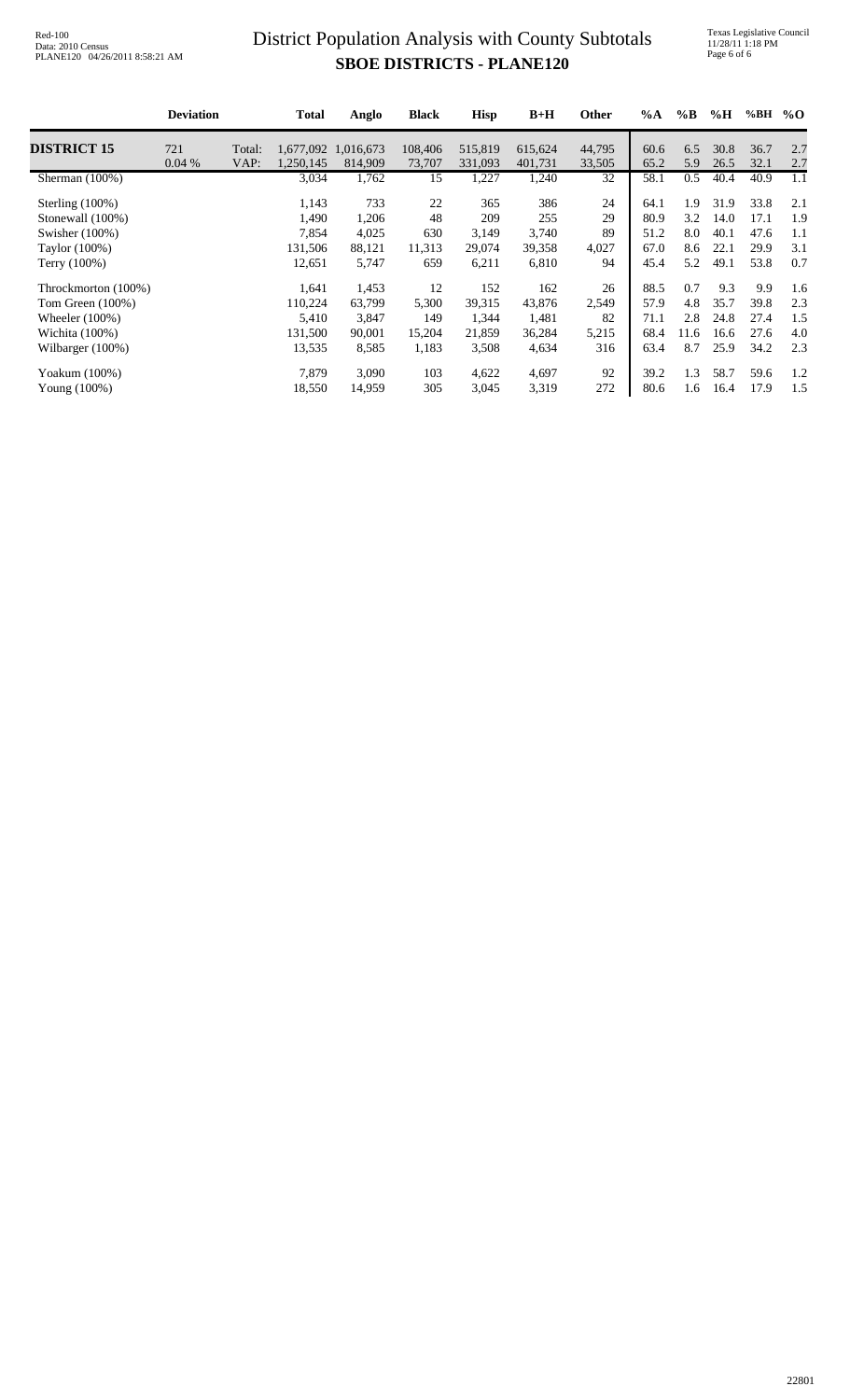# District Population Analysis with County Subtotals

## SBOE DISTRICTS - PLANE120

|  | Deviation |  | Total | Anglo | Black | Hisp | B+H | Other | %A | %B | %H | %BH | %O |
|---|---|---|---|---|---|---|---|---|---|---|---|---|---|
| **DISTRICT 15** | 721 | Total: | 1,677,092 | 1,016,673 | 108,406 | 515,819 | 615,624 | 44,795 | 60.6 | 6.5 | 30.8 | 36.7 | 2.7 |
|  | 0.04 % | VAP: | 1,250,145 | 814,909 | 73,707 | 331,093 | 401,731 | 33,505 | 65.2 | 5.9 | 26.5 | 32.1 | 2.7 |
| Sherman (100%) |  |  | 3,034 | 1,762 | 15 | 1,227 | 1,240 | 32 | 58.1 | 0.5 | 40.4 | 40.9 | 1.1 |
| Sterling (100%) |  |  | 1,143 | 733 | 22 | 365 | 386 | 24 | 64.1 | 1.9 | 31.9 | 33.8 | 2.1 |
| Stonewall (100%) |  |  | 1,490 | 1,206 | 48 | 209 | 255 | 29 | 80.9 | 3.2 | 14.0 | 17.1 | 1.9 |
| Swisher (100%) |  |  | 7,854 | 4,025 | 630 | 3,149 | 3,740 | 89 | 51.2 | 8.0 | 40.1 | 47.6 | 1.1 |
| Taylor (100%) |  |  | 131,506 | 88,121 | 11,313 | 29,074 | 39,358 | 4,027 | 67.0 | 8.6 | 22.1 | 29.9 | 3.1 |
| Terry (100%) |  |  | 12,651 | 5,747 | 659 | 6,211 | 6,810 | 94 | 45.4 | 5.2 | 49.1 | 53.8 | 0.7 |
| Throckmorton (100%) |  |  | 1,641 | 1,453 | 12 | 152 | 162 | 26 | 88.5 | 0.7 | 9.3 | 9.9 | 1.6 |
| Tom Green (100%) |  |  | 110,224 | 63,799 | 5,300 | 39,315 | 43,876 | 2,549 | 57.9 | 4.8 | 35.7 | 39.8 | 2.3 |
| Wheeler (100%) |  |  | 5,410 | 3,847 | 149 | 1,344 | 1,481 | 82 | 71.1 | 2.8 | 24.8 | 27.4 | 1.5 |
| Wichita (100%) |  |  | 131,500 | 90,001 | 15,204 | 21,859 | 36,284 | 5,215 | 68.4 | 11.6 | 16.6 | 27.6 | 4.0 |
| Wilbarger (100%) |  |  | 13,535 | 8,585 | 1,183 | 3,508 | 4,634 | 316 | 63.4 | 8.7 | 25.9 | 34.2 | 2.3 |
| Yoakum (100%) |  |  | 7,879 | 3,090 | 103 | 4,622 | 4,697 | 92 | 39.2 | 1.3 | 58.7 | 59.6 | 1.2 |
| Young (100%) |  |  | 18,550 | 14,959 | 305 | 3,045 | 3,319 | 272 | 80.6 | 1.6 | 16.4 | 17.9 | 1.5 |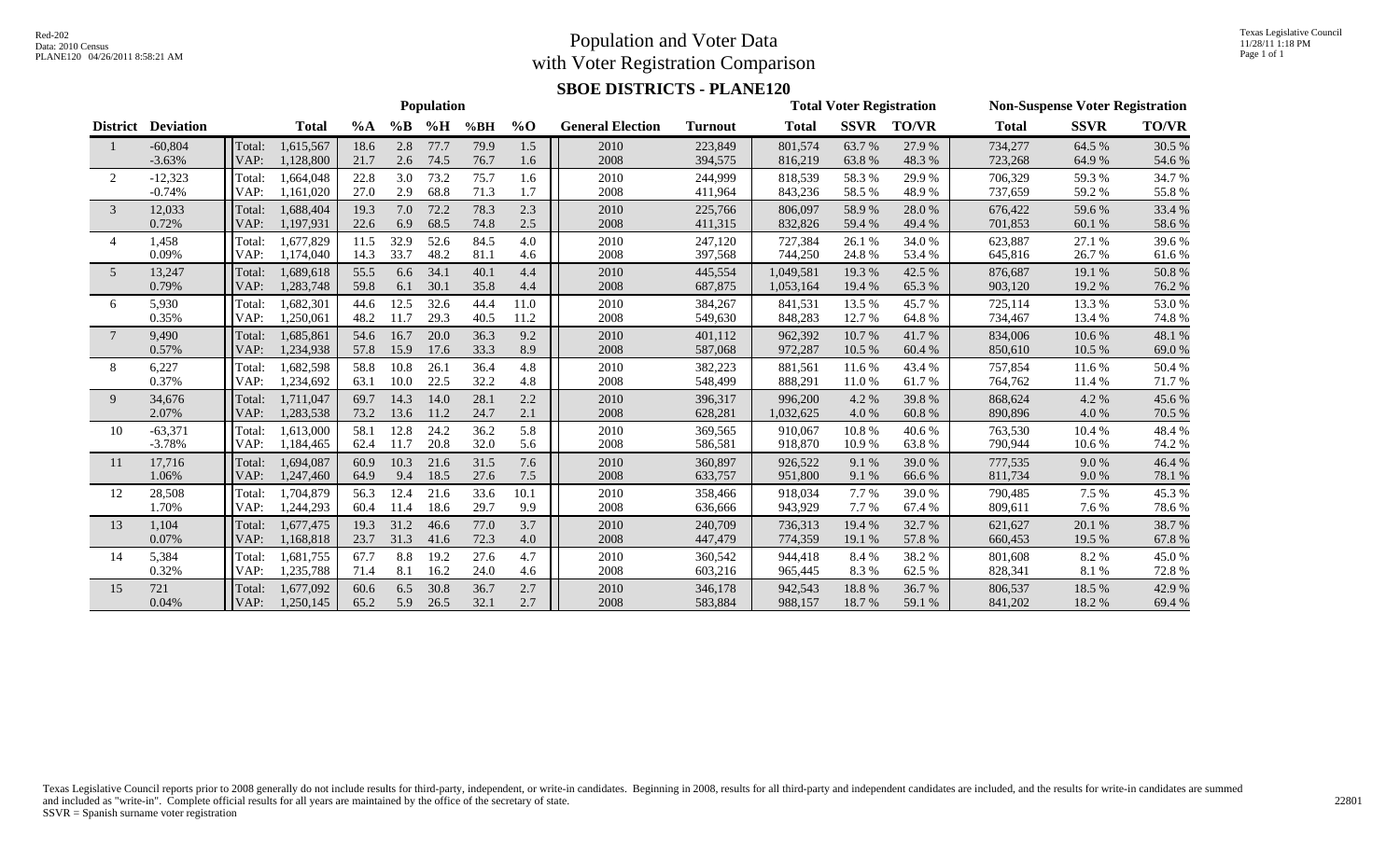Red-202
Data: 2010 Census
PLANE120 04/26/2011 8:58:21 AM

# Population and Voter Data with Voter Registration Comparison

## SBOE DISTRICTS - PLANE120

Texas Legislative Council
11/28/11 1:18 PM

| District | Deviation | | Population | | | | | | General Election | Turnout | Total Voter Registration | | | Non-Suspense Voter Registration | | |
|---|---|---|---|---|---|---|---|---|---|---|---|---|---|---|---|---|
| | | | Total | %A | %B | %H | %BH | %O | | | Total | SSVR | TO/VR | Total | SSVR | TO/VR |
| 1 | -60,804 | Total: | 1,615,567 | 18.6 | 2.8 | 77.7 | 79.9 | 1.5 | 2010 | 223,849 | 801,574 | 63.7 % | 27.9 % | 734,277 | 64.5 % | 30.5 % |
| | -3.63% | VAP: | 1,128,800 | 21.7 | 2.6 | 74.5 | 76.7 | 1.6 | 2008 | 394,575 | 816,219 | 63.8 % | 48.3 % | 723,268 | 64.9 % | 54.6 % |
| 2 | -12,323 | Total: | 1,664,048 | 22.8 | 3.0 | 73.2 | 75.7 | 1.6 | 2010 | 244,999 | 818,539 | 58.3 % | 29.9 % | 706,329 | 59.3 % | 34.7 % |
| | -0.74% | VAP: | 1,161,020 | 27.0 | 2.9 | 68.8 | 71.3 | 1.7 | 2008 | 411,964 | 843,236 | 58.5 % | 48.9 % | 737,659 | 59.2 % | 55.8 % |
| 3 | 12,033 | Total: | 1,688,404 | 19.3 | 7.0 | 72.2 | 78.3 | 2.3 | 2010 | 225,766 | 806,097 | 58.9 % | 28.0 % | 676,422 | 59.6 % | 33.4 % |
| | 0.72% | VAP: | 1,197,931 | 22.6 | 6.9 | 68.5 | 74.8 | 2.5 | 2008 | 411,315 | 832,826 | 59.4 % | 49.4 % | 701,853 | 60.1 % | 58.6 % |
| 4 | 1,458 | Total: | 1,677,829 | 11.5 | 32.9 | 52.6 | 84.5 | 4.0 | 2010 | 247,120 | 727,384 | 26.1 % | 34.0 % | 623,887 | 27.1 % | 39.6 % |
| | 0.09% | VAP: | 1,174,040 | 14.3 | 33.7 | 48.2 | 81.1 | 4.6 | 2008 | 397,568 | 744,250 | 24.8 % | 53.4 % | 645,816 | 26.7 % | 61.6 % |
| 5 | 13,247 | Total: | 1,689,618 | 55.5 | 6.6 | 34.1 | 40.1 | 4.4 | 2010 | 445,554 | 1,049,581 | 19.3 % | 42.5 % | 876,687 | 19.1 % | 50.8 % |
| | 0.79% | VAP: | 1,283,748 | 59.8 | 6.1 | 30.1 | 35.8 | 4.4 | 2008 | 687,875 | 1,053,164 | 19.4 % | 65.3 % | 903,120 | 19.2 % | 76.2 % |
| 6 | 5,930 | Total: | 1,682,301 | 44.6 | 12.5 | 32.6 | 44.4 | 11.0 | 2010 | 384,267 | 841,531 | 13.5 % | 45.7 % | 725,114 | 13.3 % | 53.0 % |
| | 0.35% | VAP: | 1,250,061 | 48.2 | 11.7 | 29.3 | 40.5 | 11.2 | 2008 | 549,630 | 848,283 | 12.7 % | 64.8 % | 734,467 | 13.4 % | 74.8 % |
| 7 | 9,490 | Total: | 1,685,861 | 54.6 | 16.7 | 20.0 | 36.3 | 9.2 | 2010 | 401,112 | 962,392 | 10.7 % | 41.7 % | 834,006 | 10.6 % | 48.1 % |
| | 0.57% | VAP: | 1,234,938 | 57.8 | 15.9 | 17.6 | 33.3 | 8.9 | 2008 | 587,068 | 972,287 | 10.5 % | 60.4 % | 850,610 | 10.5 % | 69.0 % |
| 8 | 6,227 | Total: | 1,682,598 | 58.8 | 10.8 | 26.1 | 36.4 | 4.8 | 2010 | 382,223 | 881,561 | 11.6 % | 43.4 % | 757,854 | 11.6 % | 50.4 % |
| | 0.37% | VAP: | 1,234,692 | 63.1 | 10.0 | 22.5 | 32.2 | 4.8 | 2008 | 548,499 | 888,291 | 11.0 % | 61.7 % | 764,762 | 11.4 % | 71.7 % |
| 9 | 34,676 | Total: | 1,711,047 | 69.7 | 14.3 | 14.0 | 28.1 | 2.2 | 2010 | 396,317 | 996,200 | 4.2 % | 39.8 % | 868,624 | 4.2 % | 45.6 % |
| | 2.07% | VAP: | 1,283,538 | 73.2 | 13.6 | 11.2 | 24.7 | 2.1 | 2008 | 628,281 | 1,032,625 | 4.0 % | 60.8 % | 890,896 | 4.0 % | 70.5 % |
| 10 | -63,371 | Total: | 1,613,000 | 58.1 | 12.8 | 24.2 | 36.2 | 5.8 | 2010 | 369,565 | 910,067 | 10.8 % | 40.6 % | 763,530 | 10.4 % | 48.4 % |
| | -3.78% | VAP: | 1,184,465 | 62.4 | 11.7 | 20.8 | 32.0 | 5.6 | 2008 | 586,581 | 918,870 | 10.9 % | 63.8 % | 790,944 | 10.6 % | 74.2 % |
| 11 | 17,716 | Total: | 1,694,087 | 60.9 | 10.3 | 21.6 | 31.5 | 7.6 | 2010 | 360,897 | 926,522 | 9.1 % | 39.0 % | 777,535 | 9.0 % | 46.4 % |
| | 1.06% | VAP: | 1,247,460 | 64.9 | 9.4 | 18.5 | 27.6 | 7.5 | 2008 | 633,757 | 951,800 | 9.1 % | 66.6 % | 811,734 | 9.0 % | 78.1 % |
| 12 | 28,508 | Total: | 1,704,879 | 56.3 | 12.4 | 21.6 | 33.6 | 10.1 | 2010 | 358,466 | 918,034 | 7.7 % | 39.0 % | 790,485 | 7.5 % | 45.3 % |
| | 1.70% | VAP: | 1,244,293 | 60.4 | 11.4 | 18.6 | 29.7 | 9.9 | 2008 | 636,666 | 943,929 | 7.7 % | 67.4 % | 809,611 | 7.6 % | 78.6 % |
| 13 | 1,104 | Total: | 1,677,475 | 19.3 | 31.2 | 46.6 | 77.0 | 3.7 | 2010 | 240,709 | 736,313 | 19.4 % | 32.7 % | 621,627 | 20.1 % | 38.7 % |
| | 0.07% | VAP: | 1,168,818 | 23.7 | 31.3 | 41.6 | 72.3 | 4.0 | 2008 | 447,479 | 774,359 | 19.1 % | 57.8 % | 660,453 | 19.5 % | 67.8 % |
| 14 | 5,384 | Total: | 1,681,755 | 67.7 | 8.8 | 19.2 | 27.6 | 4.7 | 2010 | 360,542 | 944,418 | 8.4 % | 38.2 % | 801,608 | 8.2 % | 45.0 % |
| | 0.32% | VAP: | 1,235,788 | 71.4 | 8.1 | 16.2 | 24.0 | 4.6 | 2008 | 603,216 | 965,445 | 8.3 % | 62.5 % | 828,341 | 8.1 % | 72.8 % |
| 15 | 721 | Total: | 1,677,092 | 60.6 | 6.5 | 30.8 | 36.7 | 2.7 | 2010 | 346,178 | 942,543 | 18.8 % | 36.7 % | 806,537 | 18.5 % | 42.9 % |
| | 0.04% | VAP: | 1,250,145 | 65.2 | 5.9 | 26.5 | 32.1 | 2.7 | 2008 | 583,884 | 988,157 | 18.7 % | 59.1 % | 841,202 | 18.2 % | 69.4 % |

Texas Legislative Council reports prior to 2008 generally do not include results for third-party, independent, or write-in candidates. Beginning in 2008, results for all third-party and independent candidates are included, and the results for write-in candidates are summed and included as "write-in". Complete official results for all years are maintained by the office of the secretary of state.
SSVR = Spanish surname voter registration

22801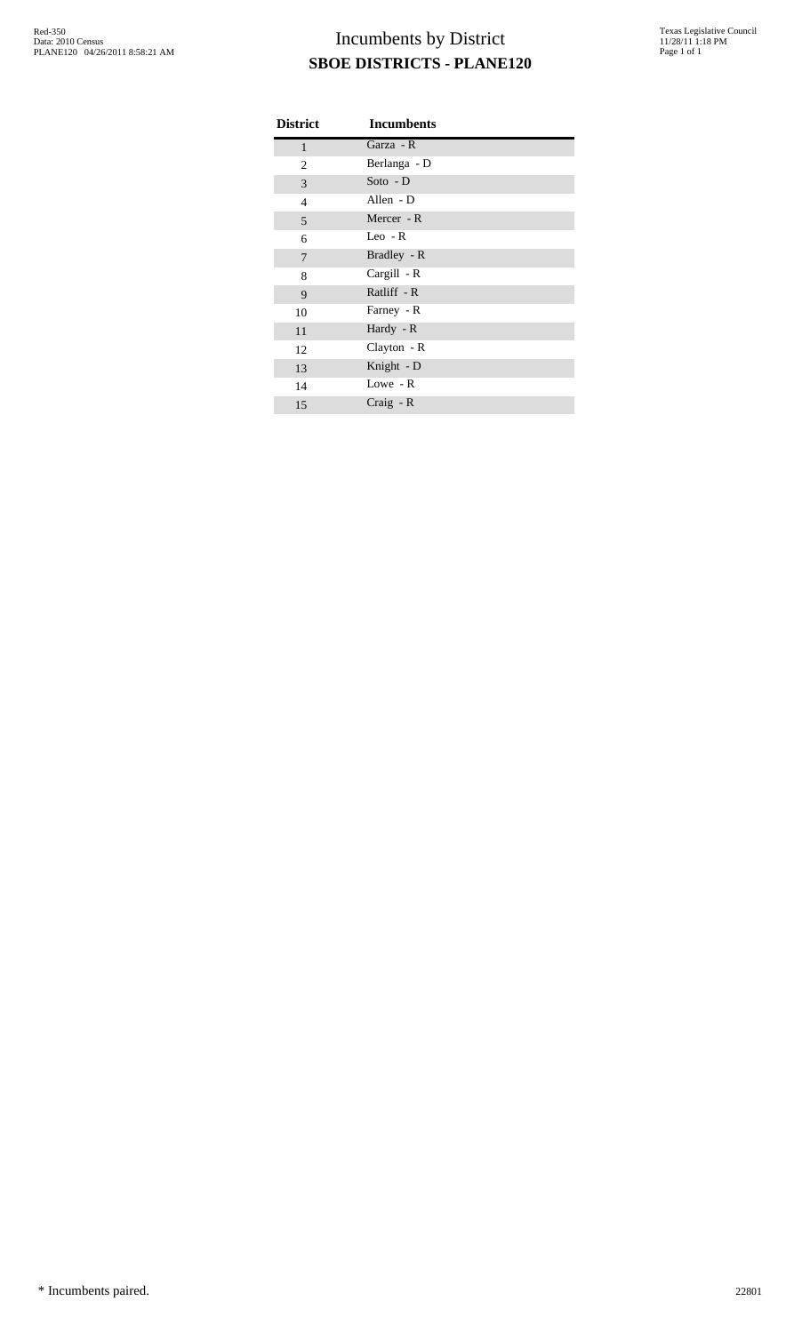# Incumbents by District

## SBOE DISTRICTS - PLANE120

| District | Incumbents |
|---|---|
| 1 | Garza - R |
| 2 | Berlanga - D |
| 3 | Soto - D |
| 4 | Allen - D |
| 5 | Mercer - R |
| 6 | Leo - R |
| 7 | Bradley - R |
| 8 | Cargill - R |
| 9 | Ratliff - R |
| 10 | Farney - R |
| 11 | Hardy - R |
| 12 | Clayton - R |
| 13 | Knight - D |
| 14 | Lowe - R |
| 15 | Craig - R |

* Incumbents paired.